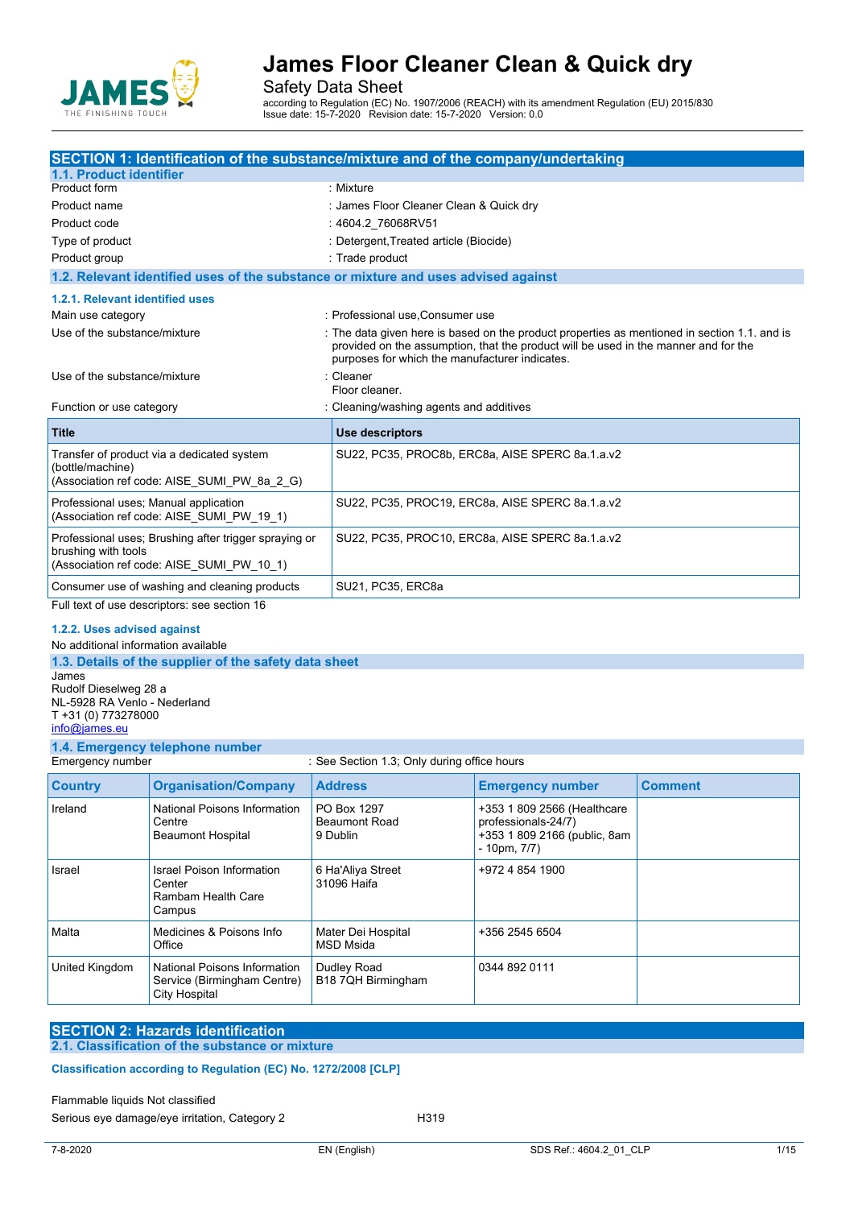# James Floor Cleaner Clean & Quick dry

Safety Data Sheet

according to Regulation (EC) No. 1907/2006 (REACH) with its amendment Regulation (EU) 2015/830
Issue date: 15-7-2020 Revision date: 15-7-2020 Version: 0.0

## SECTION 1: Identification of the substance/mixture and of the company/undertaking

### 1.1. Product identifier

Product form : Mixture

Product name : James Floor Cleaner Clean & Quick dry

Product code : 4604.2_76068RV51

Type of product : Detergent,Treated article (Biocide)

Product group : Trade product

### 1.2. Relevant identified uses of the substance or mixture and uses advised against

#### 1.2.1. Relevant identified uses

Main use category : Professional use,Consumer use

Use of the substance/mixture : The data given here is based on the product properties as mentioned in section 1.1. and is provided on the assumption, that the product will be used in the manner and for the purposes for which the manufacturer indicates.

Use of the substance/mixture : Cleaner
Floor cleaner.

Function or use category : Cleaning/washing agents and additives

| Title | Use descriptors |
|---|---|
| Transfer of product via a dedicated system (bottle/machine) (Association ref code: AISE_SUMI_PW_8a_2_G) | SU22, PC35, PROC8b, ERC8a, AISE SPERC 8a.1.a.v2 |
| Professional uses; Manual application (Association ref code: AISE_SUMI_PW_19_1) | SU22, PC35, PROC19, ERC8a, AISE SPERC 8a.1.a.v2 |
| Professional uses; Brushing after trigger spraying or brushing with tools (Association ref code: AISE_SUMI_PW_10_1) | SU22, PC35, PROC10, ERC8a, AISE SPERC 8a.1.a.v2 |
| Consumer use of washing and cleaning products | SU21, PC35, ERC8a |

Full text of use descriptors: see section 16

#### 1.2.2. Uses advised against

No additional information available

### 1.3. Details of the supplier of the safety data sheet

James
Rudolf Dieselweg 28 a
NL-5928 RA Venlo - Nederland
T +31 (0) 773278000
info@james.eu

### 1.4. Emergency telephone number

Emergency number : See Section 1.3; Only during office hours

| Country | Organisation/Company | Address | Emergency number | Comment |
|---|---|---|---|---|
| Ireland | National Poisons Information Centre Beaumont Hospital | PO Box 1297 Beaumont Road 9 Dublin | +353 1 809 2566 (Healthcare professionals-24/7) +353 1 809 2166 (public, 8am - 10pm, 7/7) | |
| Israel | Israel Poison Information Center Rambam Health Care Campus | 6 Ha'Aliya Street 31096 Haifa | +972 4 854 1900 | |
| Malta | Medicines & Poisons Info Office | Mater Dei Hospital MSD Msida | +356 2545 6504 | |
| United Kingdom | National Poisons Information Service (Birmingham Centre) City Hospital | Dudley Road B18 7QH Birmingham | 0344 892 0111 | |

## SECTION 2: Hazards identification

### 2.1. Classification of the substance or mixture

**Classification according to Regulation (EC) No. 1272/2008 [CLP]**

Flammable liquids Not classified

Serious eye damage/eye irritation, Category 2 H319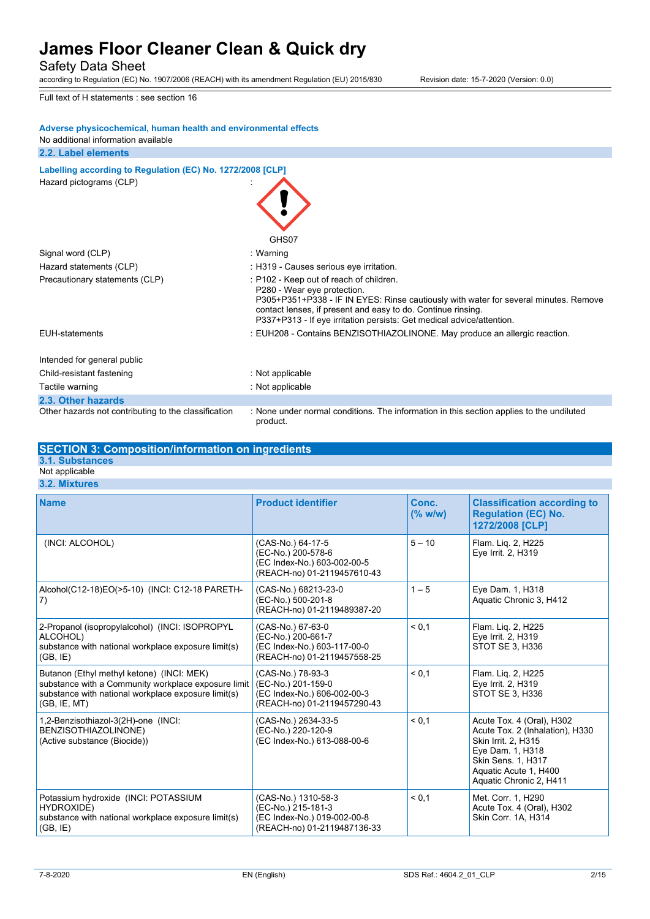Full text of H statements : see section 16

**Adverse physicochemical, human health and environmental effects**

No additional information available

### 2.2. Label elements

**Labelling according to Regulation (EC) No. 1272/2008 [CLP]**

| | |
|---|---|
| Hazard pictograms (CLP) | : GHS07 |
| Signal word (CLP) | : Warning |
| Hazard statements (CLP) | : H319 - Causes serious eye irritation. |
| Precautionary statements (CLP) | : P102 - Keep out of reach of children.<br>P280 - Wear eye protection.<br>P305+P351+P338 - IF IN EYES: Rinse cautiously with water for several minutes. Remove contact lenses, if present and easy to do. Continue rinsing.<br>P337+P313 - If eye irritation persists: Get medical advice/attention. |
| EUH-statements | : EUH208 - Contains BENZISOTHIAZOLINONE. May produce an allergic reaction. |

Intended for general public

| | |
|---|---|
| Child-resistant fastening | : Not applicable |
| Tactile warning | : Not applicable |

### 2.3. Other hazards

| | |
|---|---|
| Other hazards not contributing to the classification | : None under normal conditions. The information in this section applies to the undiluted product. |

## SECTION 3: Composition/information on ingredients

### 3.1. Substances

Not applicable

### 3.2. Mixtures

| Name | Product identifier | Conc. (% w/w) | Classification according to Regulation (EC) No. 1272/2008 [CLP] |
|---|---|---|---|
| (INCI: ALCOHOL) | (CAS-No.) 64-17-5<br>(EC-No.) 200-578-6<br>(EC Index-No.) 603-002-00-5<br>(REACH-no) 01-2119457610-43 | 5 – 10 | Flam. Liq. 2, H225<br>Eye Irrit. 2, H319 |
| Alcohol(C12-18)EO(>5-10) (INCI: C12-18 PARETH-7) | (CAS-No.) 68213-23-0<br>(EC-No.) 500-201-8<br>(REACH-no) 01-2119489387-20 | 1 – 5 | Eye Dam. 1, H318<br>Aquatic Chronic 3, H412 |
| 2-Propanol (isopropylalcohol) (INCI: ISOPROPYL ALCOHOL)<br>substance with national workplace exposure limit(s) (GB, IE) | (CAS-No.) 67-63-0<br>(EC-No.) 200-661-7<br>(EC Index-No.) 603-117-00-0<br>(REACH-no) 01-2119457558-25 | < 0,1 | Flam. Liq. 2, H225<br>Eye Irrit. 2, H319<br>STOT SE 3, H336 |
| Butanon (Ethyl methyl ketone) (INCI: MEK)<br>substance with a Community workplace exposure limit<br>substance with national workplace exposure limit(s) (GB, IE, MT) | (CAS-No.) 78-93-3<br>(EC-No.) 201-159-0<br>(EC Index-No.) 606-002-00-3<br>(REACH-no) 01-2119457290-43 | < 0,1 | Flam. Liq. 2, H225<br>Eye Irrit. 2, H319<br>STOT SE 3, H336 |
| 1,2-Benzisothiazol-3(2H)-one (INCI: BENZISOTHIAZOLINONE)<br>(Active substance (Biocide)) | (CAS-No.) 2634-33-5<br>(EC-No.) 220-120-9<br>(EC Index-No.) 613-088-00-6 | < 0,1 | Acute Tox. 4 (Oral), H302<br>Acute Tox. 2 (Inhalation), H330<br>Skin Irrit. 2, H315<br>Eye Dam. 1, H318<br>Skin Sens. 1, H317<br>Aquatic Acute 1, H400<br>Aquatic Chronic 2, H411 |
| Potassium hydroxide (INCI: POTASSIUM HYDROXIDE)<br>substance with national workplace exposure limit(s) (GB, IE) | (CAS-No.) 1310-58-3<br>(EC-No.) 215-181-3<br>(EC Index-No.) 019-002-00-8<br>(REACH-no) 01-2119487136-33 | < 0,1 | Met. Corr. 1, H290<br>Acute Tox. 4 (Oral), H302<br>Skin Corr. 1A, H314 |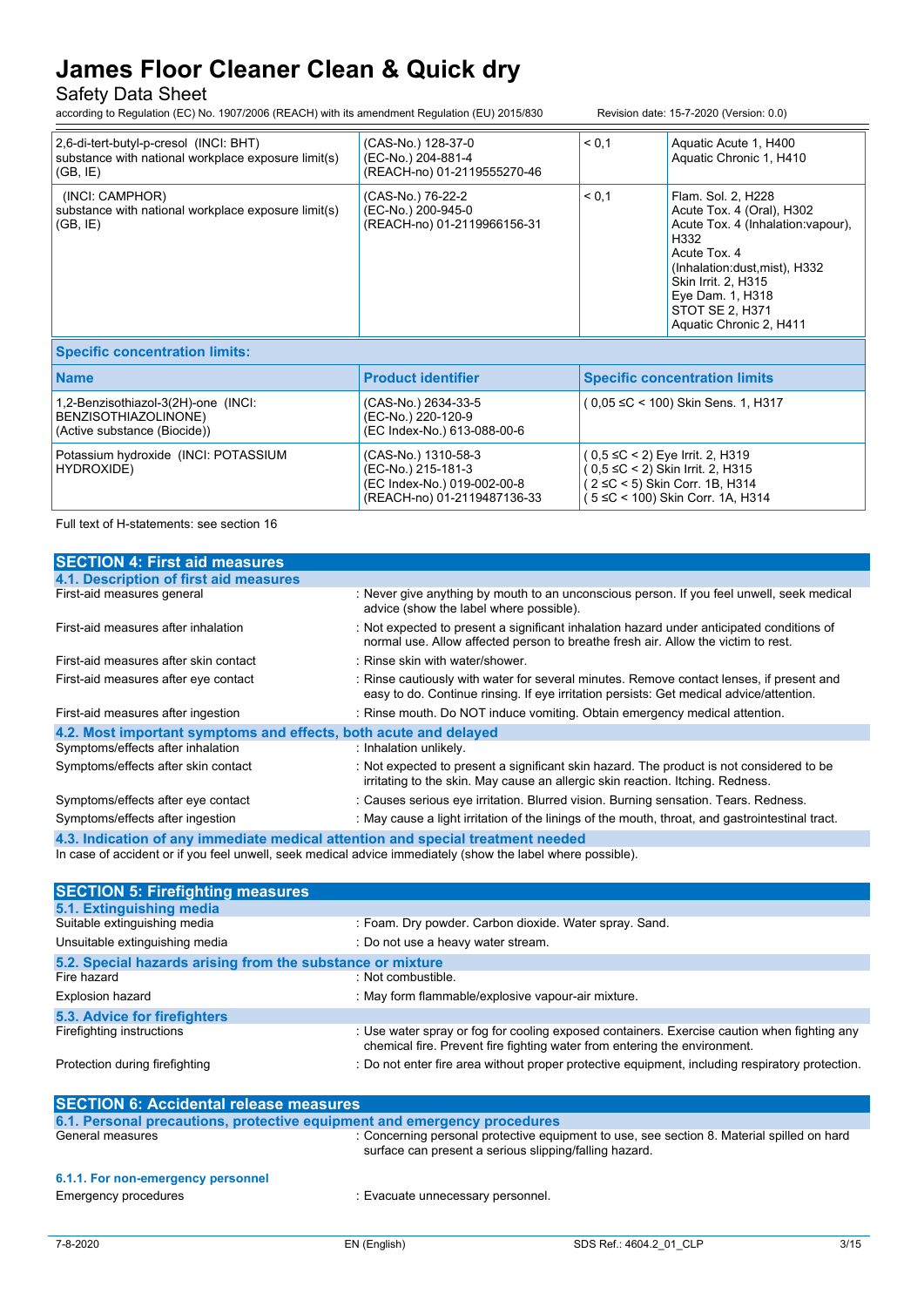| | | | |
|---|---|---|---|
| 2,6-di-tert-butyl-p-cresol (INCI: BHT)<br>substance with national workplace exposure limit(s) (GB, IE) | (CAS-No.) 128-37-0<br>(EC-No.) 204-881-4<br>(REACH-no) 01-2119555270-46 | < 0,1 | Aquatic Acute 1, H400<br>Aquatic Chronic 1, H410 |
| (INCI: CAMPHOR)<br>substance with national workplace exposure limit(s) (GB, IE) | (CAS-No.) 76-22-2<br>(EC-No.) 200-945-0<br>(REACH-no) 01-2119966156-31 | < 0,1 | Flam. Sol. 2, H228<br>Acute Tox. 4 (Oral), H302<br>Acute Tox. 4 (Inhalation:vapour), H332<br>Acute Tox. 4 (Inhalation:dust,mist), H332<br>Skin Irrit. 2, H315<br>Eye Dam. 1, H318<br>STOT SE 2, H371<br>Aquatic Chronic 2, H411 |

**Specific concentration limits:**

| Name | Product identifier | Specific concentration limits |
|---|---|---|
| 1,2-Benzisothiazol-3(2H)-one (INCI: BENZISOTHIAZOLINONE)<br>(Active substance (Biocide)) | (CAS-No.) 2634-33-5<br>(EC-No.) 220-120-9<br>(EC Index-No.) 613-088-00-6 | ( 0,05 ≤C < 100) Skin Sens. 1, H317 |
| Potassium hydroxide (INCI: POTASSIUM HYDROXIDE) | (CAS-No.) 1310-58-3<br>(EC-No.) 215-181-3<br>(EC Index-No.) 019-002-00-8<br>(REACH-no) 01-2119487136-33 | ( 0,5 ≤C < 2) Eye Irrit. 2, H319<br>( 0,5 ≤C < 2) Skin Irrit. 2, H315<br>( 2 ≤C < 5) Skin Corr. 1B, H314<br>( 5 ≤C < 100) Skin Corr. 1A, H314 |

Full text of H-statements: see section 16

## SECTION 4: First aid measures

### 4.1. Description of first aid measures

First-aid measures general : Never give anything by mouth to an unconscious person. If you feel unwell, seek medical advice (show the label where possible).

First-aid measures after inhalation : Not expected to present a significant inhalation hazard under anticipated conditions of normal use. Allow affected person to breathe fresh air. Allow the victim to rest.

First-aid measures after skin contact : Rinse skin with water/shower.

First-aid measures after eye contact : Rinse cautiously with water for several minutes. Remove contact lenses, if present and easy to do. Continue rinsing. If eye irritation persists: Get medical advice/attention.

First-aid measures after ingestion : Rinse mouth. Do NOT induce vomiting. Obtain emergency medical attention.

### 4.2. Most important symptoms and effects, both acute and delayed

Symptoms/effects after inhalation : Inhalation unlikely.

Symptoms/effects after skin contact : Not expected to present a significant skin hazard. The product is not considered to be irritating to the skin. May cause an allergic skin reaction. Itching. Redness.

Symptoms/effects after eye contact : Causes serious eye irritation. Blurred vision. Burning sensation. Tears. Redness.

Symptoms/effects after ingestion : May cause a light irritation of the linings of the mouth, throat, and gastrointestinal tract.

### 4.3. Indication of any immediate medical attention and special treatment needed

In case of accident or if you feel unwell, seek medical advice immediately (show the label where possible).

## SECTION 5: Firefighting measures

### 5.1. Extinguishing media

Suitable extinguishing media : Foam. Dry powder. Carbon dioxide. Water spray. Sand.

Unsuitable extinguishing media : Do not use a heavy water stream.

### 5.2. Special hazards arising from the substance or mixture

Fire hazard : Not combustible.

Explosion hazard : May form flammable/explosive vapour-air mixture.

### 5.3. Advice for firefighters

Firefighting instructions : Use water spray or fog for cooling exposed containers. Exercise caution when fighting any chemical fire. Prevent fire fighting water from entering the environment.

Protection during firefighting : Do not enter fire area without proper protective equipment, including respiratory protection.

## SECTION 6: Accidental release measures

### 6.1. Personal precautions, protective equipment and emergency procedures

General measures : Concerning personal protective equipment to use, see section 8. Material spilled on hard surface can present a serious slipping/falling hazard.

#### 6.1.1. For non-emergency personnel

Emergency procedures : Evacuate unnecessary personnel.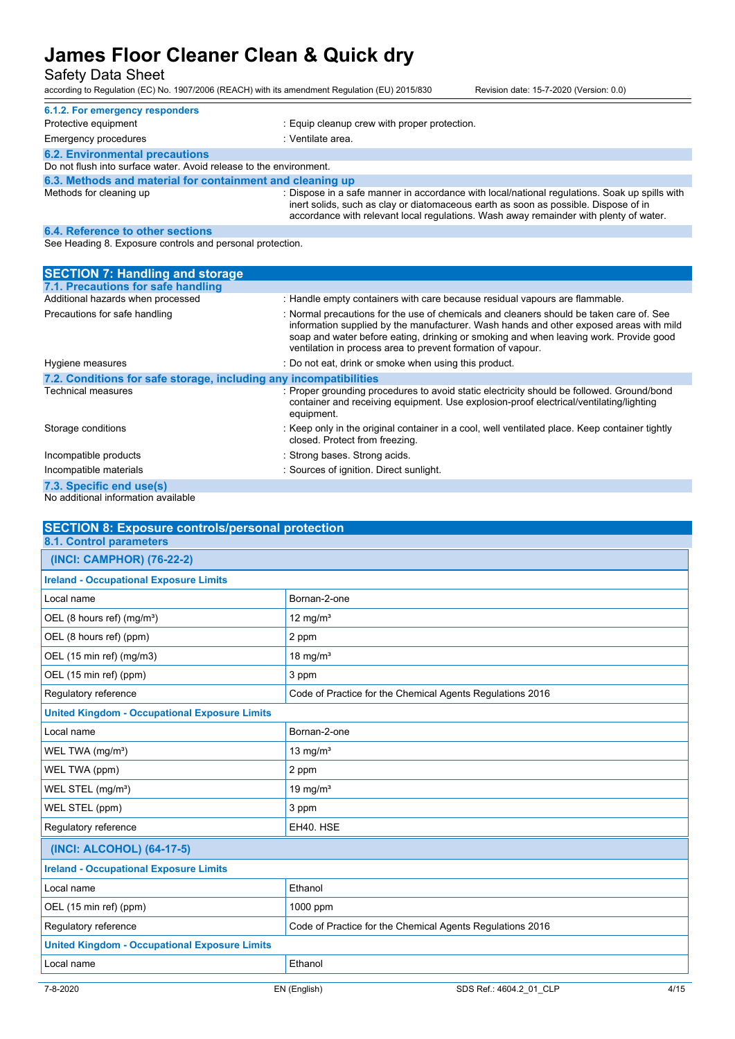### 6.1.2. For emergency responders

| | |
|---|---|
| Protective equipment | : Equip cleanup crew with proper protection. |
| Emergency procedures | : Ventilate area. |

### 6.2. Environmental precautions

Do not flush into surface water. Avoid release to the environment.

### 6.3. Methods and material for containment and cleaning up

| | |
|---|---|
| Methods for cleaning up | : Dispose in a safe manner in accordance with local/national regulations. Soak up spills with inert solids, such as clay or diatomaceous earth as soon as possible. Dispose of in accordance with relevant local regulations. Wash away remainder with plenty of water. |

### 6.4. Reference to other sections

See Heading 8. Exposure controls and personal protection.

## SECTION 7: Handling and storage

### 7.1. Precautions for safe handling

| | |
|---|---|
| Additional hazards when processed | : Handle empty containers with care because residual vapours are flammable. |
| Precautions for safe handling | : Normal precautions for the use of chemicals and cleaners should be taken care of. See information supplied by the manufacturer. Wash hands and other exposed areas with mild soap and water before eating, drinking or smoking and when leaving work. Provide good ventilation in process area to prevent formation of vapour. |
| Hygiene measures | : Do not eat, drink or smoke when using this product. |

### 7.2. Conditions for safe storage, including any incompatibilities

| | |
|---|---|
| Technical measures | : Proper grounding procedures to avoid static electricity should be followed. Ground/bond container and receiving equipment. Use explosion-proof electrical/ventilating/lighting equipment. |
| Storage conditions | : Keep only in the original container in a cool, well ventilated place. Keep container tightly closed. Protect from freezing. |
| Incompatible products | : Strong bases. Strong acids. |
| Incompatible materials | : Sources of ignition. Direct sunlight. |

### 7.3. Specific end use(s)

No additional information available

## SECTION 8: Exposure controls/personal protection

### 8.1. Control parameters

| (INCI: CAMPHOR) (76-22-2) | |
|---|---|
| **Ireland - Occupational Exposure Limits** | |
| Local name | Bornan-2-one |
| OEL (8 hours ref) (mg/m³) | 12 mg/m³ |
| OEL (8 hours ref) (ppm) | 2 ppm |
| OEL (15 min ref) (mg/m3) | 18 mg/m³ |
| OEL (15 min ref) (ppm) | 3 ppm |
| Regulatory reference | Code of Practice for the Chemical Agents Regulations 2016 |
| **United Kingdom - Occupational Exposure Limits** | |
| Local name | Bornan-2-one |
| WEL TWA (mg/m³) | 13 mg/m³ |
| WEL TWA (ppm) | 2 ppm |
| WEL STEL (mg/m³) | 19 mg/m³ |
| WEL STEL (ppm) | 3 ppm |
| Regulatory reference | EH40. HSE |

| (INCI: ALCOHOL) (64-17-5) | |
|---|---|
| **Ireland - Occupational Exposure Limits** | |
| Local name | Ethanol |
| OEL (15 min ref) (ppm) | 1000 ppm |
| Regulatory reference | Code of Practice for the Chemical Agents Regulations 2016 |
| **United Kingdom - Occupational Exposure Limits** | |
| Local name | Ethanol |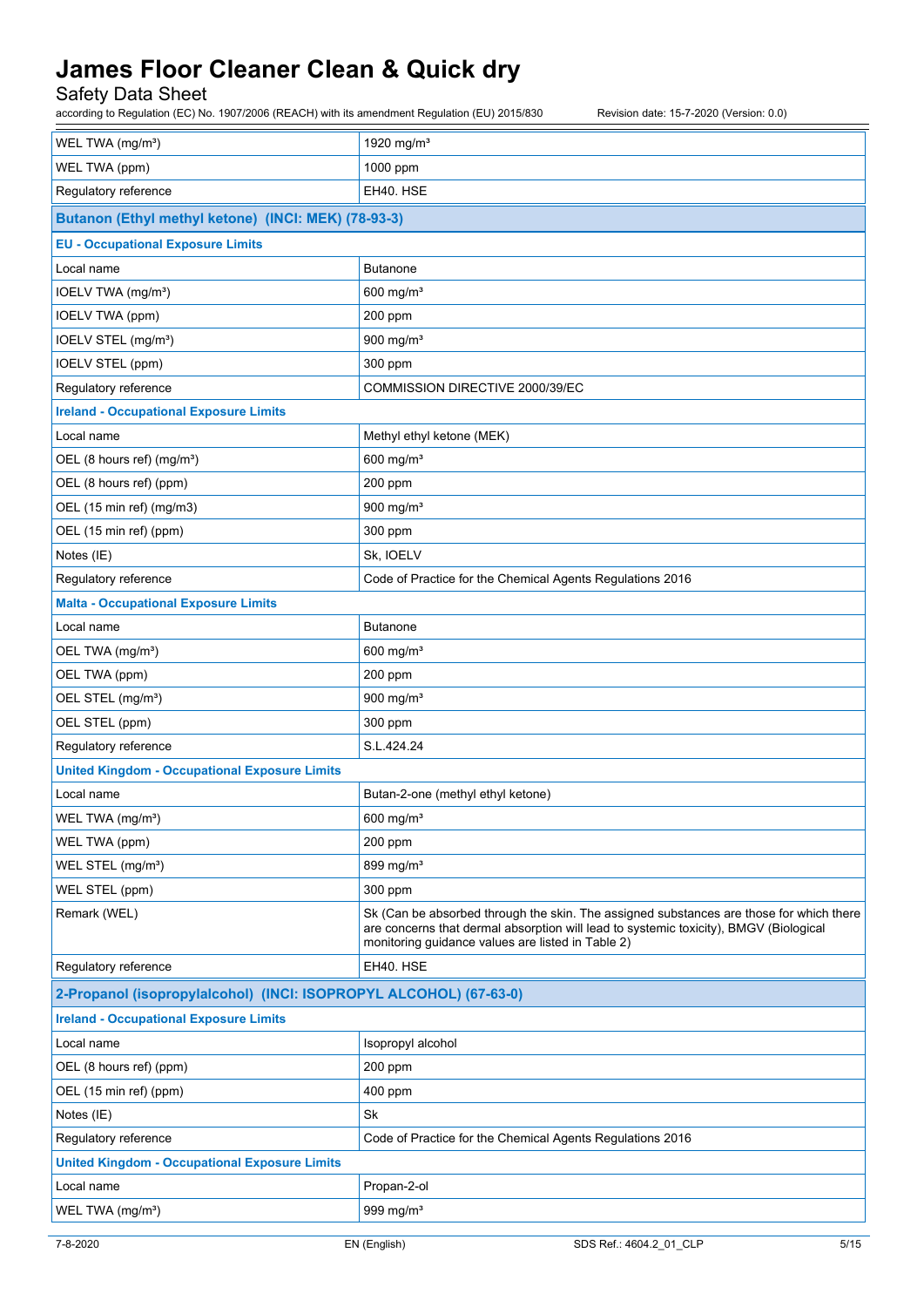| | |
|---|---|
| WEL TWA (mg/m³) | 1920 mg/m³ |
| WEL TWA (ppm) | 1000 ppm |
| Regulatory reference | EH40. HSE |
| **Butanon (Ethyl methyl ketone) (INCI: MEK) (78-93-3)** | |
| **EU - Occupational Exposure Limits** | |
| Local name | Butanone |
| IOELV TWA (mg/m³) | 600 mg/m³ |
| IOELV TWA (ppm) | 200 ppm |
| IOELV STEL (mg/m³) | 900 mg/m³ |
| IOELV STEL (ppm) | 300 ppm |
| Regulatory reference | COMMISSION DIRECTIVE 2000/39/EC |
| **Ireland - Occupational Exposure Limits** | |
| Local name | Methyl ethyl ketone (MEK) |
| OEL (8 hours ref) (mg/m³) | 600 mg/m³ |
| OEL (8 hours ref) (ppm) | 200 ppm |
| OEL (15 min ref) (mg/m3) | 900 mg/m³ |
| OEL (15 min ref) (ppm) | 300 ppm |
| Notes (IE) | Sk, IOELV |
| Regulatory reference | Code of Practice for the Chemical Agents Regulations 2016 |
| **Malta - Occupational Exposure Limits** | |
| Local name | Butanone |
| OEL TWA (mg/m³) | 600 mg/m³ |
| OEL TWA (ppm) | 200 ppm |
| OEL STEL (mg/m³) | 900 mg/m³ |
| OEL STEL (ppm) | 300 ppm |
| Regulatory reference | S.L.424.24 |
| **United Kingdom - Occupational Exposure Limits** | |
| Local name | Butan-2-one (methyl ethyl ketone) |
| WEL TWA (mg/m³) | 600 mg/m³ |
| WEL TWA (ppm) | 200 ppm |
| WEL STEL (mg/m³) | 899 mg/m³ |
| WEL STEL (ppm) | 300 ppm |
| Remark (WEL) | Sk (Can be absorbed through the skin. The assigned substances are those for which there are concerns that dermal absorption will lead to systemic toxicity), BMGV (Biological monitoring guidance values are listed in Table 2) |
| Regulatory reference | EH40. HSE |
| **2-Propanol (isopropylalcohol) (INCI: ISOPROPYL ALCOHOL) (67-63-0)** | |
| **Ireland - Occupational Exposure Limits** | |
| Local name | Isopropyl alcohol |
| OEL (8 hours ref) (ppm) | 200 ppm |
| OEL (15 min ref) (ppm) | 400 ppm |
| Notes (IE) | Sk |
| Regulatory reference | Code of Practice for the Chemical Agents Regulations 2016 |
| **United Kingdom - Occupational Exposure Limits** | |
| Local name | Propan-2-ol |
| WEL TWA (mg/m³) | 999 mg/m³ |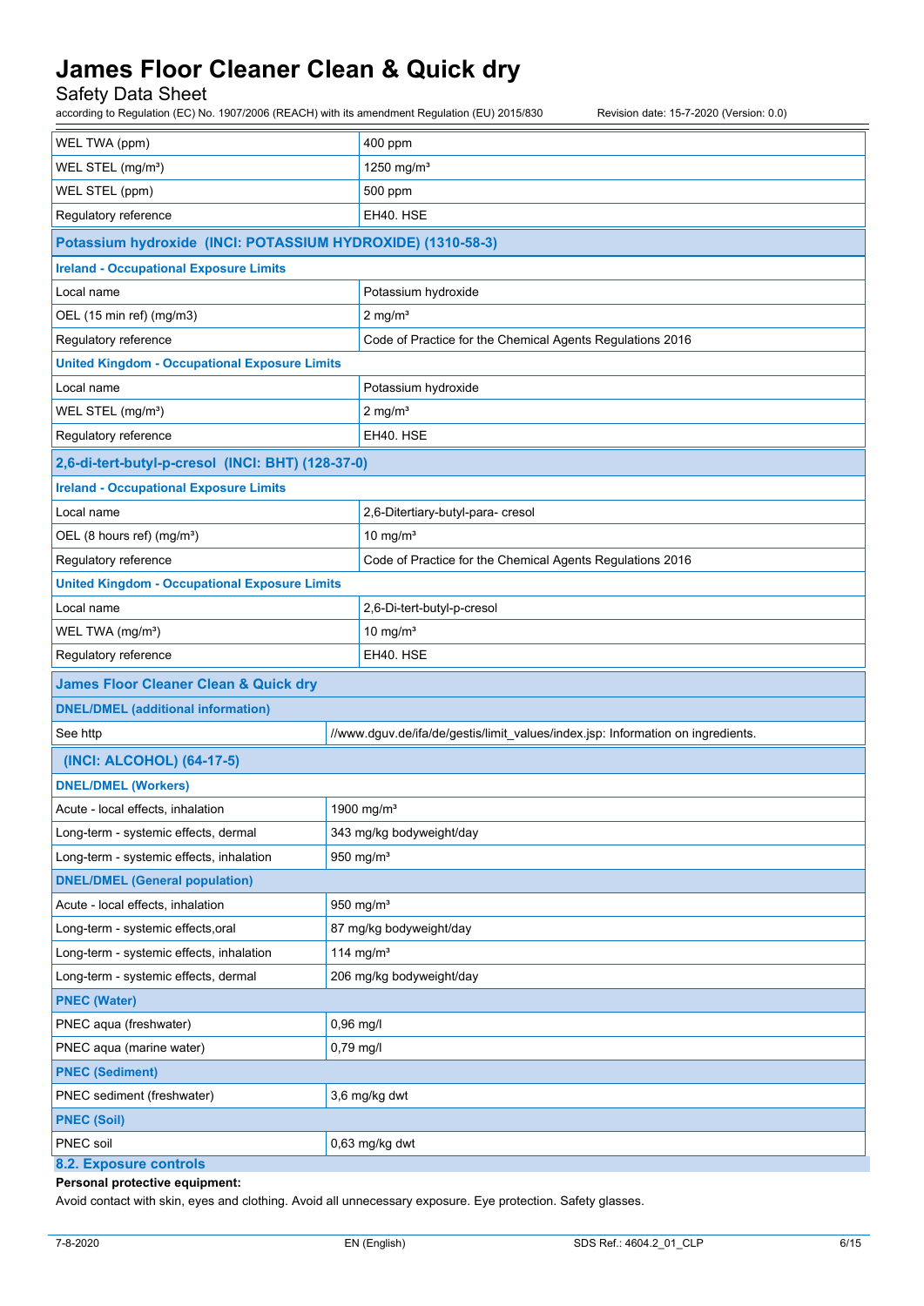| | |
|---|---|
| WEL TWA (ppm) | 400 ppm |
| WEL STEL (mg/m³) | 1250 mg/m³ |
| WEL STEL (ppm) | 500 ppm |
| Regulatory reference | EH40. HSE |
| **Potassium hydroxide (INCI: POTASSIUM HYDROXIDE) (1310-58-3)** | |
| **Ireland - Occupational Exposure Limits** | |
| Local name | Potassium hydroxide |
| OEL (15 min ref) (mg/m3) | 2 mg/m³ |
| Regulatory reference | Code of Practice for the Chemical Agents Regulations 2016 |
| **United Kingdom - Occupational Exposure Limits** | |
| Local name | Potassium hydroxide |
| WEL STEL (mg/m³) | 2 mg/m³ |
| Regulatory reference | EH40. HSE |
| **2,6-di-tert-butyl-p-cresol (INCI: BHT) (128-37-0)** | |
| **Ireland - Occupational Exposure Limits** | |
| Local name | 2,6-Ditertiary-butyl-para- cresol |
| OEL (8 hours ref) (mg/m³) | 10 mg/m³ |
| Regulatory reference | Code of Practice for the Chemical Agents Regulations 2016 |
| **United Kingdom - Occupational Exposure Limits** | |
| Local name | 2,6-Di-tert-butyl-p-cresol |
| WEL TWA (mg/m³) | 10 mg/m³ |
| Regulatory reference | EH40. HSE |

| | |
|---|---|
| **James Floor Cleaner Clean & Quick dry** | |
| **DNEL/DMEL (additional information)** | |
| See http | //www.dguv.de/ifa/de/gestis/limit_values/index.jsp: Information on ingredients. |
| **(INCI: ALCOHOL) (64-17-5)** | |
| **DNEL/DMEL (Workers)** | |
| Acute - local effects, inhalation | 1900 mg/m³ |
| Long-term - systemic effects, dermal | 343 mg/kg bodyweight/day |
| Long-term - systemic effects, inhalation | 950 mg/m³ |
| **DNEL/DMEL (General population)** | |
| Acute - local effects, inhalation | 950 mg/m³ |
| Long-term - systemic effects,oral | 87 mg/kg bodyweight/day |
| Long-term - systemic effects, inhalation | 114 mg/m³ |
| Long-term - systemic effects, dermal | 206 mg/kg bodyweight/day |
| **PNEC (Water)** | |
| PNEC aqua (freshwater) | 0,96 mg/l |
| PNEC aqua (marine water) | 0,79 mg/l |
| **PNEC (Sediment)** | |
| PNEC sediment (freshwater) | 3,6 mg/kg dwt |
| **PNEC (Soil)** | |
| PNEC soil | 0,63 mg/kg dwt |

## 8.2. Exposure controls

**Personal protective equipment:**

Avoid contact with skin, eyes and clothing. Avoid all unnecessary exposure. Eye protection. Safety glasses.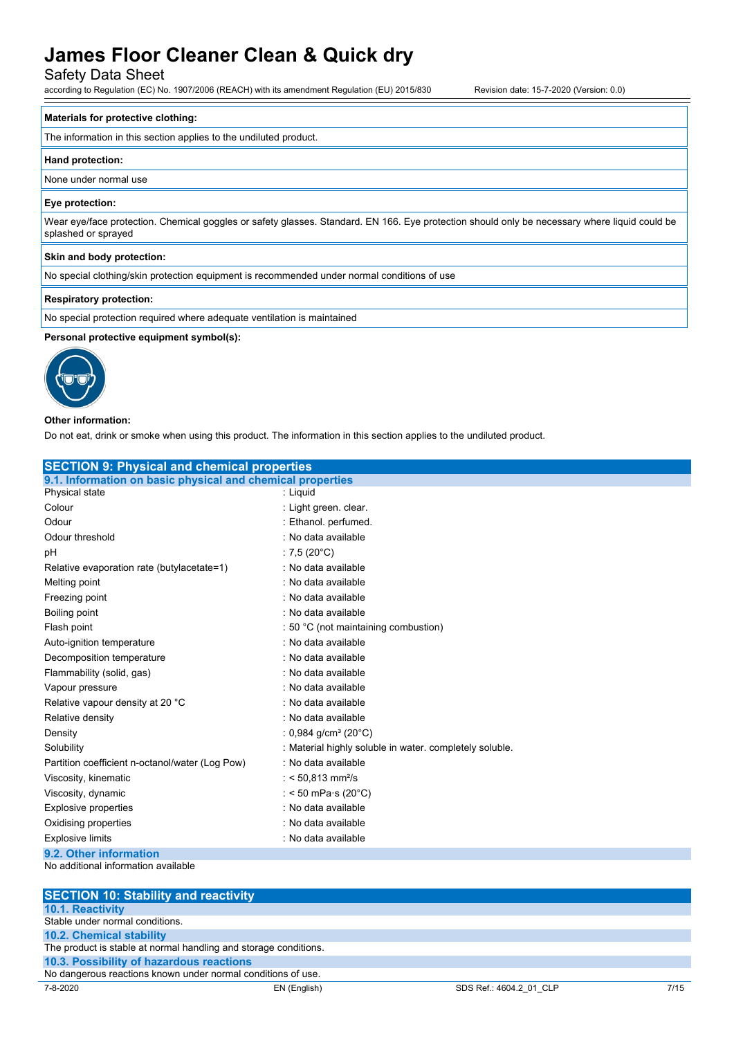| Materials for protective clothing: |
| --- |
| The information in this section applies to the undiluted product. |

| Hand protection: |
| --- |
| None under normal use |

| Eye protection: |
| --- |
| Wear eye/face protection. Chemical goggles or safety glasses. Standard. EN 166. Eye protection should only be necessary where liquid could be splashed or sprayed |

| Skin and body protection: |
| --- |
| No special clothing/skin protection equipment is recommended under normal conditions of use |

| Respiratory protection: |
| --- |
| No special protection required where adequate ventilation is maintained |

**Personal protective equipment symbol(s):**

**Other information:**

Do not eat, drink or smoke when using this product. The information in this section applies to the undiluted product.

## SECTION 9: Physical and chemical properties

### 9.1. Information on basic physical and chemical properties

| Property | Value |
| --- | --- |
| Physical state | : Liquid |
| Colour | : Light green. clear. |
| Odour | : Ethanol. perfumed. |
| Odour threshold | : No data available |
| pH | : 7,5 (20°C) |
| Relative evaporation rate (butylacetate=1) | : No data available |
| Melting point | : No data available |
| Freezing point | : No data available |
| Boiling point | : No data available |
| Flash point | : 50 °C (not maintaining combustion) |
| Auto-ignition temperature | : No data available |
| Decomposition temperature | : No data available |
| Flammability (solid, gas) | : No data available |
| Vapour pressure | : No data available |
| Relative vapour density at 20 °C | : No data available |
| Relative density | : No data available |
| Density | : 0,984 g/cm³ (20°C) |
| Solubility | : Material highly soluble in water. completely soluble. |
| Partition coefficient n-octanol/water (Log Pow) | : No data available |
| Viscosity, kinematic | : < 50,813 mm²/s |
| Viscosity, dynamic | : < 50 mPa·s (20°C) |
| Explosive properties | : No data available |
| Oxidising properties | : No data available |
| Explosive limits | : No data available |

### 9.2. Other information

No additional information available

## SECTION 10: Stability and reactivity

### 10.1. Reactivity

Stable under normal conditions.

### 10.2. Chemical stability

The product is stable at normal handling and storage conditions.

### 10.3. Possibility of hazardous reactions

No dangerous reactions known under normal conditions of use.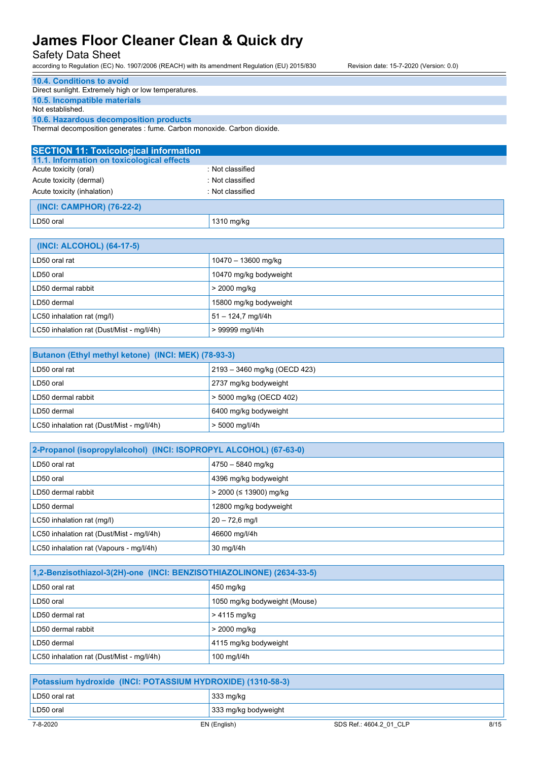### 10.4. Conditions to avoid

Direct sunlight. Extremely high or low temperatures.

### 10.5. Incompatible materials

Not established.

### 10.6. Hazardous decomposition products

Thermal decomposition generates : fume. Carbon monoxide. Carbon dioxide.

## SECTION 11: Toxicological information

### 11.1. Information on toxicological effects

| | |
|---|---|
| Acute toxicity (oral) | : Not classified |
| Acute toxicity (dermal) | : Not classified |
| Acute toxicity (inhalation) | : Not classified |

| (INCI: CAMPHOR) (76-22-2) | |
|---|---|
| LD50 oral | 1310 mg/kg |

| (INCI: ALCOHOL) (64-17-5) | |
|---|---|
| LD50 oral rat | 10470 – 13600 mg/kg |
| LD50 oral | 10470 mg/kg bodyweight |
| LD50 dermal rabbit | > 2000 mg/kg |
| LD50 dermal | 15800 mg/kg bodyweight |
| LC50 inhalation rat (mg/l) | 51 – 124,7 mg/l/4h |
| LC50 inhalation rat (Dust/Mist - mg/l/4h) | > 99999 mg/l/4h |

| Butanon (Ethyl methyl ketone) (INCI: MEK) (78-93-3) | |
|---|---|
| LD50 oral rat | 2193 – 3460 mg/kg (OECD 423) |
| LD50 oral | 2737 mg/kg bodyweight |
| LD50 dermal rabbit | > 5000 mg/kg (OECD 402) |
| LD50 dermal | 6400 mg/kg bodyweight |
| LC50 inhalation rat (Dust/Mist - mg/l/4h) | > 5000 mg/l/4h |

| 2-Propanol (isopropylalcohol) (INCI: ISOPROPYL ALCOHOL) (67-63-0) | |
|---|---|
| LD50 oral rat | 4750 – 5840 mg/kg |
| LD50 oral | 4396 mg/kg bodyweight |
| LD50 dermal rabbit | > 2000 (≤ 13900) mg/kg |
| LD50 dermal | 12800 mg/kg bodyweight |
| LC50 inhalation rat (mg/l) | 20 – 72,6 mg/l |
| LC50 inhalation rat (Dust/Mist - mg/l/4h) | 46600 mg/l/4h |
| LC50 inhalation rat (Vapours - mg/l/4h) | 30 mg/l/4h |

| 1,2-Benzisothiazol-3(2H)-one (INCI: BENZISOTHIAZOLINONE) (2634-33-5) | |
|---|---|
| LD50 oral rat | 450 mg/kg |
| LD50 oral | 1050 mg/kg bodyweight (Mouse) |
| LD50 dermal rat | > 4115 mg/kg |
| LD50 dermal rabbit | > 2000 mg/kg |
| LD50 dermal | 4115 mg/kg bodyweight |
| LC50 inhalation rat (Dust/Mist - mg/l/4h) | 100 mg/l/4h |

| Potassium hydroxide (INCI: POTASSIUM HYDROXIDE) (1310-58-3) | |
|---|---|
| LD50 oral rat | 333 mg/kg |
| LD50 oral | 333 mg/kg bodyweight |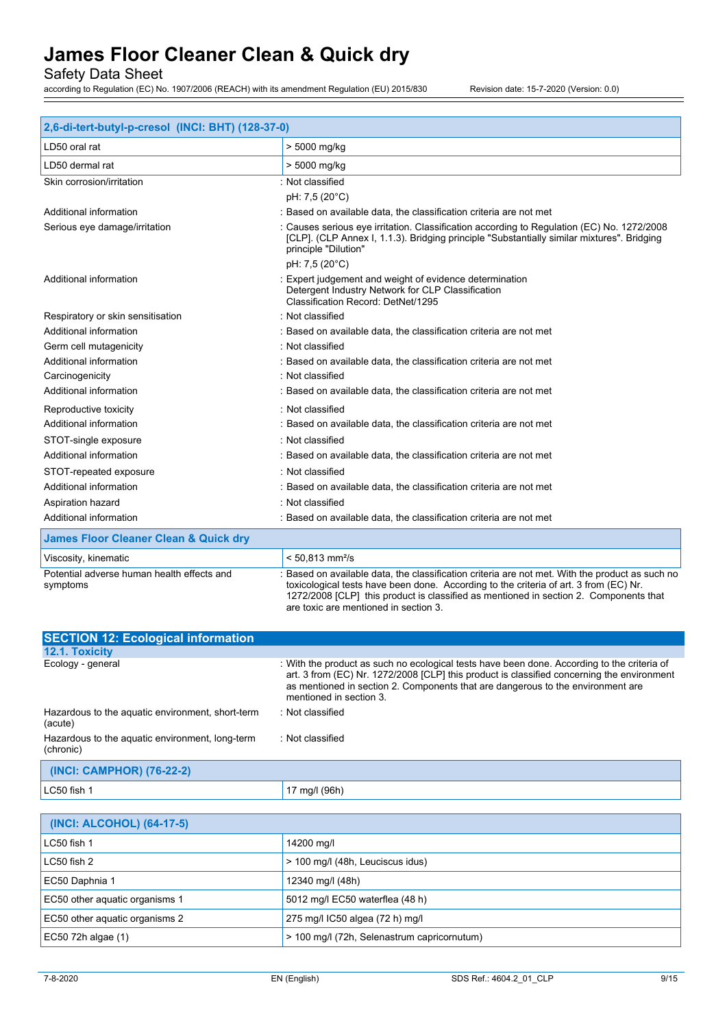| 2,6-di-tert-butyl-p-cresol (INCI: BHT) (128-37-0) | |
|---|---|
| LD50 oral rat | > 5000 mg/kg |
| LD50 dermal rat | > 5000 mg/kg |

Skin corrosion/irritation : Not classified

pH: 7,5 (20°C)

Additional information : Based on available data, the classification criteria are not met

Serious eye damage/irritation : Causes serious eye irritation. Classification according to Regulation (EC) No. 1272/2008 [CLP]. (CLP Annex I, 1.1.3). Bridging principle "Substantially similar mixtures". Bridging principle "Dilution"

pH: 7,5 (20°C)

Additional information : Expert judgement and weight of evidence determination
Detergent Industry Network for CLP Classification
Classification Record: DetNet/1295

Respiratory or skin sensitisation : Not classified

Additional information : Based on available data, the classification criteria are not met

Germ cell mutagenicity : Not classified

Additional information : Based on available data, the classification criteria are not met

Carcinogenicity : Not classified

Additional information : Based on available data, the classification criteria are not met

Reproductive toxicity : Not classified

Additional information : Based on available data, the classification criteria are not met

STOT-single exposure : Not classified

Additional information : Based on available data, the classification criteria are not met

STOT-repeated exposure : Not classified

Additional information : Based on available data, the classification criteria are not met

Aspiration hazard : Not classified

Additional information : Based on available data, the classification criteria are not met

| James Floor Cleaner Clean & Quick dry | |
|---|---|
| Viscosity, kinematic | < 50,813 mm²/s |

Potential adverse human health effects and symptoms : Based on available data, the classification criteria are not met. With the product as such no toxicological tests have been done. According to the criteria of art. 3 from (EC) Nr. 1272/2008 [CLP] this product is classified as mentioned in section 2. Components that are toxic are mentioned in section 3.

## SECTION 12: Ecological information

### 12.1. Toxicity

Ecology - general : With the product as such no ecological tests have been done. According to the criteria of art. 3 from (EC) Nr. 1272/2008 [CLP] this product is classified concerning the environment as mentioned in section 2. Components that are dangerous to the environment are mentioned in section 3.

Hazardous to the aquatic environment, short-term (acute) : Not classified

Hazardous to the aquatic environment, long-term (chronic) : Not classified

| (INCI: CAMPHOR) (76-22-2) | |
|---|---|
| LC50 fish 1 | 17 mg/l (96h) |

| (INCI: ALCOHOL) (64-17-5) | |
|---|---|
| LC50 fish 1 | 14200 mg/l |
| LC50 fish 2 | > 100 mg/l (48h, Leuciscus idus) |
| EC50 Daphnia 1 | 12340 mg/l (48h) |
| EC50 other aquatic organisms 1 | 5012 mg/l EC50 waterflea (48 h) |
| EC50 other aquatic organisms 2 | 275 mg/l IC50 algea (72 h) mg/l |
| EC50 72h algae (1) | > 100 mg/l (72h, Selenastrum capricornutum) |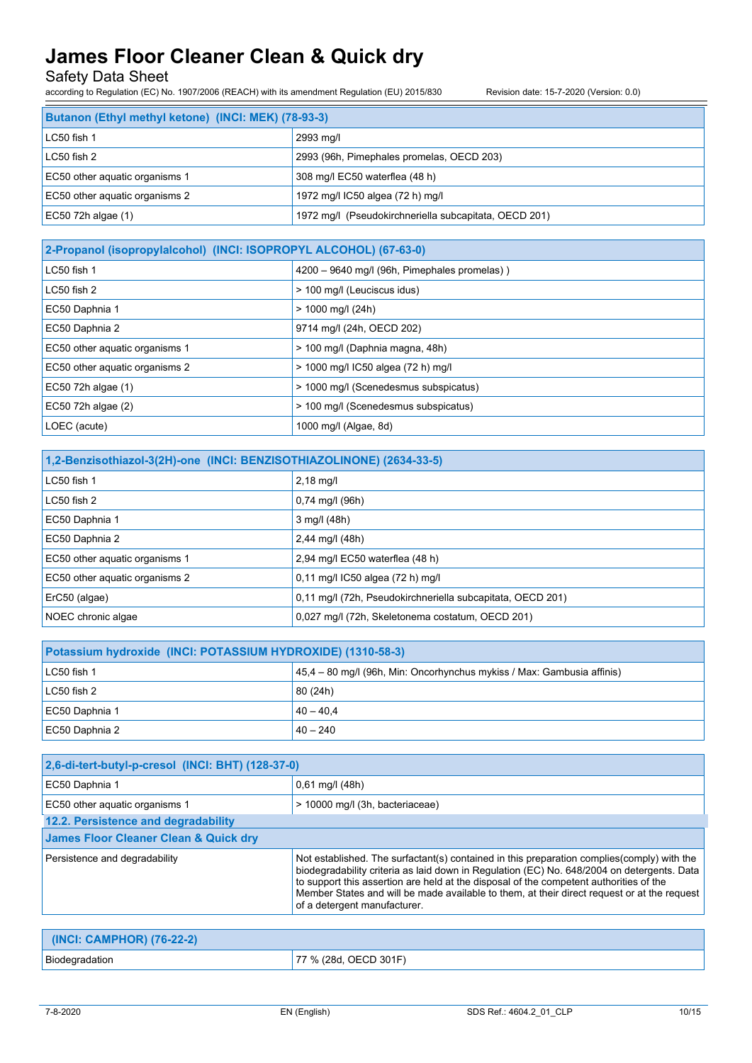| Butanon (Ethyl methyl ketone) (INCI: MEK) (78-93-3) | |
|---|---|
| LC50 fish 1 | 2993 mg/l |
| LC50 fish 2 | 2993 (96h, Pimephales promelas, OECD 203) |
| EC50 other aquatic organisms 1 | 308 mg/l EC50 waterflea (48 h) |
| EC50 other aquatic organisms 2 | 1972 mg/l IC50 algea (72 h) mg/l |
| EC50 72h algae (1) | 1972 mg/l (Pseudokirchneriella subcapitata, OECD 201) |

| 2-Propanol (isopropylalcohol) (INCI: ISOPROPYL ALCOHOL) (67-63-0) | |
|---|---|
| LC50 fish 1 | 4200 – 9640 mg/l (96h, Pimephales promelas) ) |
| LC50 fish 2 | > 100 mg/l (Leuciscus idus) |
| EC50 Daphnia 1 | > 1000 mg/l (24h) |
| EC50 Daphnia 2 | 9714 mg/l (24h, OECD 202) |
| EC50 other aquatic organisms 1 | > 100 mg/l (Daphnia magna, 48h) |
| EC50 other aquatic organisms 2 | > 1000 mg/l IC50 algea (72 h) mg/l |
| EC50 72h algae (1) | > 1000 mg/l (Scenedesmus subspicatus) |
| EC50 72h algae (2) | > 100 mg/l (Scenedesmus subspicatus) |
| LOEC (acute) | 1000 mg/l (Algae, 8d) |

| 1,2-Benzisothiazol-3(2H)-one (INCI: BENZISOTHIAZOLINONE) (2634-33-5) | |
|---|---|
| LC50 fish 1 | 2,18 mg/l |
| LC50 fish 2 | 0,74 mg/l (96h) |
| EC50 Daphnia 1 | 3 mg/l (48h) |
| EC50 Daphnia 2 | 2,44 mg/l (48h) |
| EC50 other aquatic organisms 1 | 2,94 mg/l EC50 waterflea (48 h) |
| EC50 other aquatic organisms 2 | 0,11 mg/l IC50 algea (72 h) mg/l |
| ErC50 (algae) | 0,11 mg/l (72h, Pseudokirchneriella subcapitata, OECD 201) |
| NOEC chronic algae | 0,027 mg/l (72h, Skeletonema costatum, OECD 201) |

| Potassium hydroxide (INCI: POTASSIUM HYDROXIDE) (1310-58-3) | |
|---|---|
| LC50 fish 1 | 45,4 – 80 mg/l (96h, Min: Oncorhynchus mykiss / Max: Gambusia affinis) |
| LC50 fish 2 | 80 (24h) |
| EC50 Daphnia 1 | 40 – 40,4 |
| EC50 Daphnia 2 | 40 – 240 |

| 2,6-di-tert-butyl-p-cresol (INCI: BHT) (128-37-0) | |
|---|---|
| EC50 Daphnia 1 | 0,61 mg/l (48h) |
| EC50 other aquatic organisms 1 | > 10000 mg/l (3h, bacteriaceae) |

### 12.2. Persistence and degradability

| James Floor Cleaner Clean & Quick dry | |
|---|---|
| Persistence and degradability | Not established. The surfactant(s) contained in this preparation complies(comply) with the biodegradability criteria as laid down in Regulation (EC) No. 648/2004 on detergents. Data to support this assertion are held at the disposal of the competent authorities of the Member States and will be made available to them, at their direct request or at the request of a detergent manufacturer. |

| (INCI: CAMPHOR) (76-22-2) | |
|---|---|
| Biodegradation | 77 % (28d, OECD 301F) |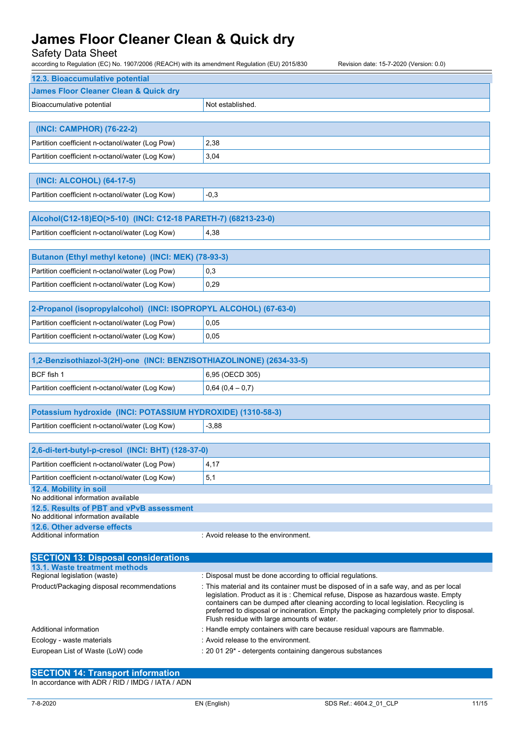### 12.3. Bioaccumulative potential

| James Floor Cleaner Clean & Quick dry | |
|---|---|
| Bioaccumulative potential | Not established. |

| (INCI: CAMPHOR) (76-22-2) | |
|---|---|
| Partition coefficient n-octanol/water (Log Pow) | 2,38 |
| Partition coefficient n-octanol/water (Log Kow) | 3,04 |

| (INCI: ALCOHOL) (64-17-5) | |
|---|---|
| Partition coefficient n-octanol/water (Log Kow) | -0,3 |

| Alcohol(C12-18)EO(>5-10) (INCI: C12-18 PARETH-7) (68213-23-0) | |
|---|---|
| Partition coefficient n-octanol/water (Log Kow) | 4,38 |

| Butanon (Ethyl methyl ketone) (INCI: MEK) (78-93-3) | |
|---|---|
| Partition coefficient n-octanol/water (Log Pow) | 0,3 |
| Partition coefficient n-octanol/water (Log Kow) | 0,29 |

| 2-Propanol (isopropylalcohol) (INCI: ISOPROPYL ALCOHOL) (67-63-0) | |
|---|---|
| Partition coefficient n-octanol/water (Log Pow) | 0,05 |
| Partition coefficient n-octanol/water (Log Kow) | 0,05 |

| 1,2-Benzisothiazol-3(2H)-one (INCI: BENZISOTHIAZOLINONE) (2634-33-5) | |
|---|---|
| BCF fish 1 | 6,95 (OECD 305) |
| Partition coefficient n-octanol/water (Log Kow) | 0,64 (0,4 – 0,7) |

| Potassium hydroxide (INCI: POTASSIUM HYDROXIDE) (1310-58-3) | |
|---|---|
| Partition coefficient n-octanol/water (Log Kow) | -3,88 |

| 2,6-di-tert-butyl-p-cresol (INCI: BHT) (128-37-0) | |
|---|---|
| Partition coefficient n-octanol/water (Log Pow) | 4,17 |
| Partition coefficient n-octanol/water (Log Kow) | 5,1 |

### 12.4. Mobility in soil

No additional information available

### 12.5. Results of PBT and vPvB assessment

No additional information available

### 12.6. Other adverse effects

Additional information : Avoid release to the environment.

## SECTION 13: Disposal considerations

### 13.1. Waste treatment methods

Regional legislation (waste) : Disposal must be done according to official regulations.

Product/Packaging disposal recommendations : This material and its container must be disposed of in a safe way, and as per local legislation. Product as it is : Chemical refuse, Dispose as hazardous waste. Empty containers can be dumped after cleaning according to local legislation. Recycling is preferred to disposal or incineration. Empty the packaging completely prior to disposal. Flush residue with large amounts of water.

Additional information : Handle empty containers with care because residual vapours are flammable.

Ecology - waste materials : Avoid release to the environment.

European List of Waste (LoW) code : 20 01 29* - detergents containing dangerous substances

## SECTION 14: Transport information

In accordance with ADR / RID / IMDG / IATA / ADN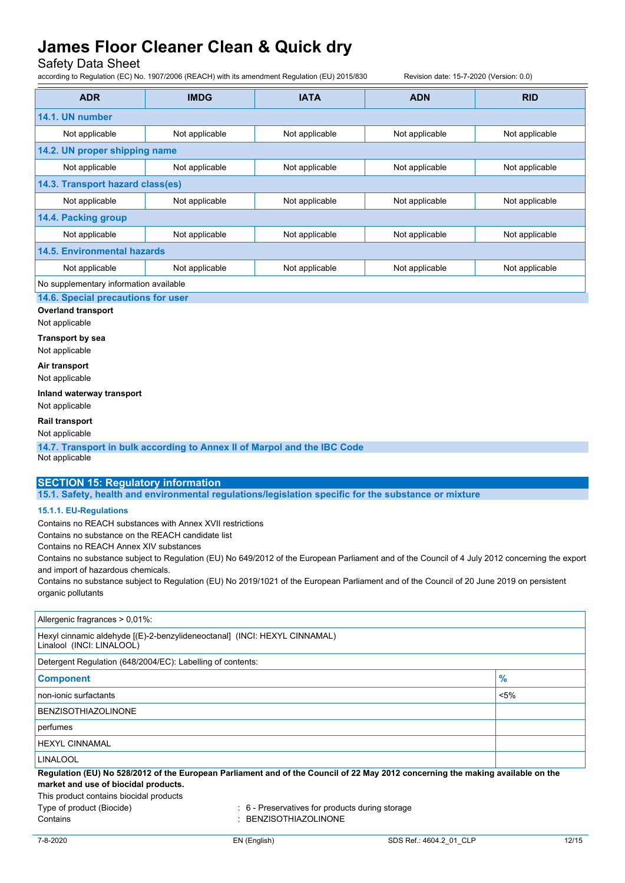| ADR | IMDG | IATA | ADN | RID |
|---|---|---|---|---|
| **14.1. UN number** | | | | |
| Not applicable | Not applicable | Not applicable | Not applicable | Not applicable |
| **14.2. UN proper shipping name** | | | | |
| Not applicable | Not applicable | Not applicable | Not applicable | Not applicable |
| **14.3. Transport hazard class(es)** | | | | |
| Not applicable | Not applicable | Not applicable | Not applicable | Not applicable |
| **14.4. Packing group** | | | | |
| Not applicable | Not applicable | Not applicable | Not applicable | Not applicable |
| **14.5. Environmental hazards** | | | | |
| Not applicable | Not applicable | Not applicable | Not applicable | Not applicable |
| No supplementary information available | | | | |

### 14.6. Special precautions for user

**Overland transport**

Not applicable

**Transport by sea**

Not applicable

**Air transport**

Not applicable

**Inland waterway transport**

Not applicable

**Rail transport**

Not applicable

### 14.7. Transport in bulk according to Annex II of Marpol and the IBC Code

Not applicable

## SECTION 15: Regulatory information

### 15.1. Safety, health and environmental regulations/legislation specific for the substance or mixture

#### 15.1.1. EU-Regulations

Contains no REACH substances with Annex XVII restrictions

Contains no substance on the REACH candidate list

Contains no REACH Annex XIV substances

Contains no substance subject to Regulation (EU) No 649/2012 of the European Parliament and of the Council of 4 July 2012 concerning the export and import of hazardous chemicals.

Contains no substance subject to Regulation (EU) No 2019/1021 of the European Parliament and of the Council of 20 June 2019 on persistent organic pollutants

| Allergenic fragrances > 0,01%: |
|---|
| Hexyl cinnamic aldehyde [(E)-2-benzylideneoctanal] (INCI: HEXYL CINNAMAL)<br>Linalool (INCI: LINALOOL) |

Detergent Regulation (648/2004/EC): Labelling of contents:

| Component | % |
|---|---|
| non-ionic surfactants | <5% |
| BENZISOTHIAZOLINONE | |
| perfumes | |
| HEXYL CINNAMAL | |
| LINALOOL | |

**Regulation (EU) No 528/2012 of the European Parliament and of the Council of 22 May 2012 concerning the making available on the market and use of biocidal products.**

This product contains biocidal products

Type of product (Biocide) : 6 - Preservatives for products during storage

Contains : BENZISOTHIAZOLINONE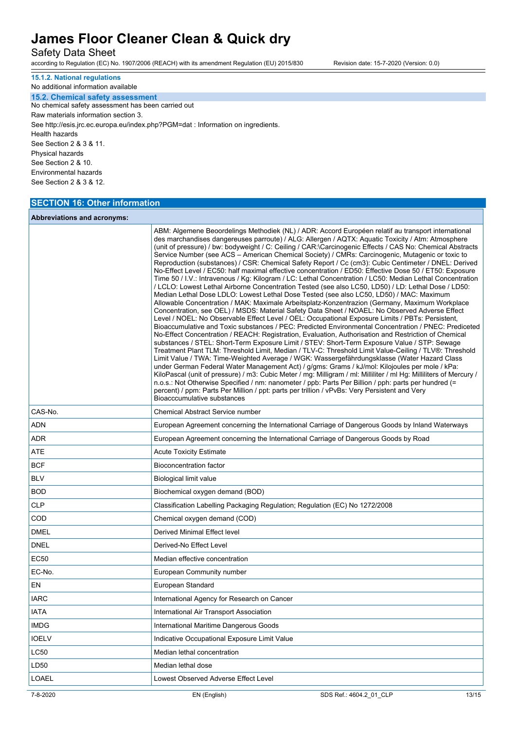#### 15.1.2. National regulations

No additional information available

### 15.2. Chemical safety assessment

No chemical safety assessment has been carried out

Raw materials information section 3.

See http://esis.jrc.ec.europa.eu/index.php?PGM=dat : Information on ingredients.

Health hazards

See Section 2 & 3 & 11.

Physical hazards

See Section 2 & 10.

Environmental hazards

See Section 2 & 3 & 12.

## SECTION 16: Other information

| Abbreviations and acronyms: | |
|---|---|
| | ABM: Algemene Beoordelings Methodiek (NL) / ADR: Accord Européen relatif au transport international des marchandises dangereuses parroute) / ALG: Allergen / AQTX: Aquatic Toxicity / Atm: Atmosphere (unit of pressure) / bw: bodyweight / C: Ceiling / CAR:\Carcinogenic Effects / CAS No: Chemical Abstracts Service Number (see ACS – American Chemical Society) / CMRs: Carcinogenic, Mutagenic or toxic to Reproduction (substances) / CSR: Chemical Safety Report / Cc (cm3): Cubic Centimeter / DNEL: Derived No-Effect Level / EC50: half maximal effective concentration / ED50: Effective Dose 50 / ET50: Exposure Time 50 / I.V.: Intravenous / Kg: Kilogram / LC: Lethal Concentration / LC50: Median Lethal Concentration / LCLO: Lowest Lethal Airborne Concentration Tested (see also LC50, LD50) / LD: Lethal Dose / LD50: Median Lethal Dose LDLO: Lowest Lethal Dose Tested (see also LC50, LD50) / MAC: Maximum Allowable Concentration / MAK: Maximale Arbeitsplatz-Konzentrazion (Germany, Maximum Workplace Concentration, see OEL) / MSDS: Material Safety Data Sheet / NOAEL: No Observed Adverse Effect Level / NOEL: No Observable Effect Level / OEL: Occupational Exposure Limits / PBTs: Persistent, Bioaccumulative and Toxic substances / PEC: Predicted Environmental Concentration / PNEC: Prediceted No-Effect Concentration / REACH: Registration, Evaluation, Authorisation and Restriction of Chemical substances / STEL: Short-Term Exposure Limit / STEV: Short-Term Exposure Value / STP: Sewage Treatment Plant TLM: Threshold Limit, Median / TLV-C: Threshold Limit Value-Ceiling / TLV®: Threshold Limit Value / TWA: Time-Weighted Average / WGK: Wassergefährdungsklasse (Water Hazard Class under German Federal Water Management Act) / g/gms: Grams / kJ/mol: Kilojoules per mole / kPa: KiloPascal (unit of pressure) / m3: Cubic Meter / mg: Milligram / ml: Milliliter / ml Hg: Milliliters of Mercury / n.o.s.: Not Otherwise Specified / nm: nanometer / ppb: Parts Per Billion / pph: parts per hundred (= percent) / ppm: Parts Per Million / ppt: parts per trillion / vPvBs: Very Persistent and Very Bioacccumulative substances |
| CAS-No. | Chemical Abstract Service number |
| ADN | European Agreement concerning the International Carriage of Dangerous Goods by Inland Waterways |
| ADR | European Agreement concerning the International Carriage of Dangerous Goods by Road |
| ATE | Acute Toxicity Estimate |
| BCF | Bioconcentration factor |
| BLV | Biological limit value |
| BOD | Biochemical oxygen demand (BOD) |
| CLP | Classification Labelling Packaging Regulation; Regulation (EC) No 1272/2008 |
| COD | Chemical oxygen demand (COD) |
| DMEL | Derived Minimal Effect level |
| DNEL | Derived-No Effect Level |
| EC50 | Median effective concentration |
| EC-No. | European Community number |
| EN | European Standard |
| IARC | International Agency for Research on Cancer |
| IATA | International Air Transport Association |
| IMDG | International Maritime Dangerous Goods |
| IOELV | Indicative Occupational Exposure Limit Value |
| LC50 | Median lethal concentration |
| LD50 | Median lethal dose |
| LOAEL | Lowest Observed Adverse Effect Level |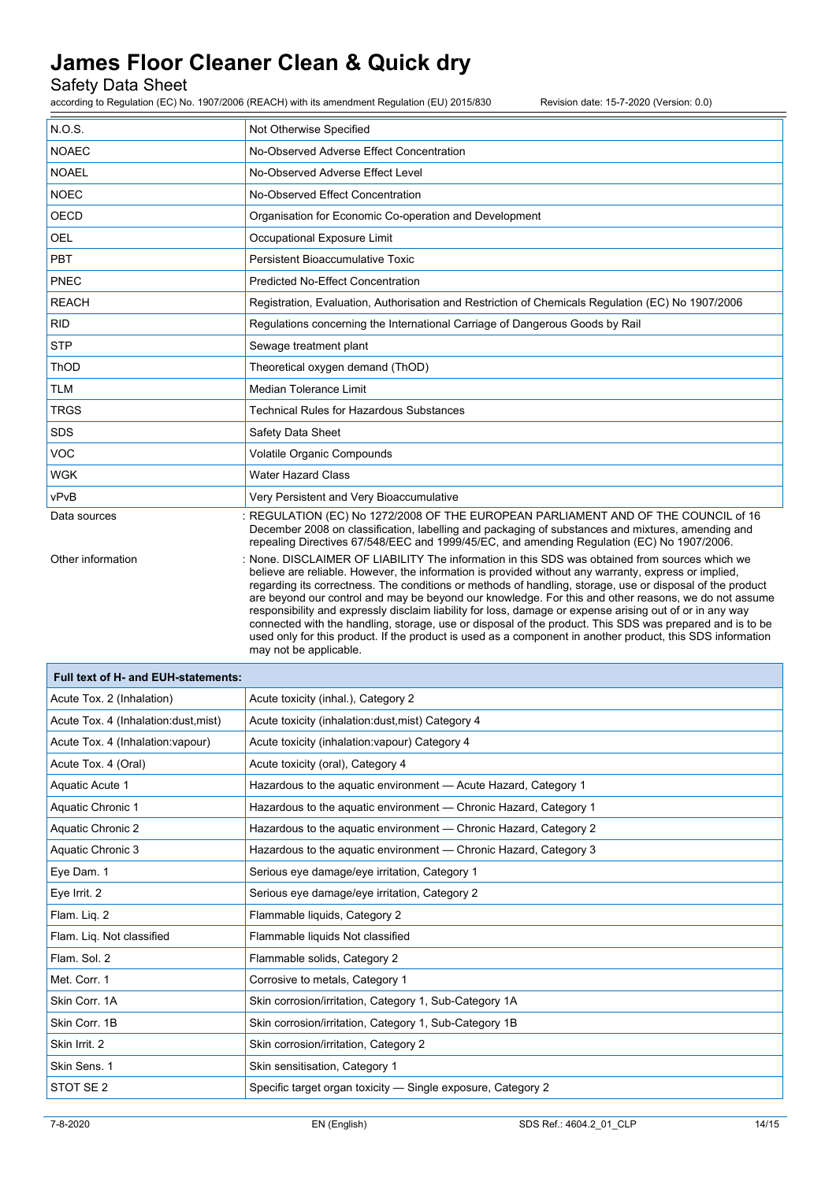| | |
|---|---|
| N.O.S. | Not Otherwise Specified |
| NOAEC | No-Observed Adverse Effect Concentration |
| NOAEL | No-Observed Adverse Effect Level |
| NOEC | No-Observed Effect Concentration |
| OECD | Organisation for Economic Co-operation and Development |
| OEL | Occupational Exposure Limit |
| PBT | Persistent Bioaccumulative Toxic |
| PNEC | Predicted No-Effect Concentration |
| REACH | Registration, Evaluation, Authorisation and Restriction of Chemicals Regulation (EC) No 1907/2006 |
| RID | Regulations concerning the International Carriage of Dangerous Goods by Rail |
| STP | Sewage treatment plant |
| ThOD | Theoretical oxygen demand (ThOD) |
| TLM | Median Tolerance Limit |
| TRGS | Technical Rules for Hazardous Substances |
| SDS | Safety Data Sheet |
| VOC | Volatile Organic Compounds |
| WGK | Water Hazard Class |
| vPvB | Very Persistent and Very Bioaccumulative |

Data sources : REGULATION (EC) No 1272/2008 OF THE EUROPEAN PARLIAMENT AND OF THE COUNCIL of 16 December 2008 on classification, labelling and packaging of substances and mixtures, amending and repealing Directives 67/548/EEC and 1999/45/EC, and amending Regulation (EC) No 1907/2006.

Other information : None. DISCLAIMER OF LIABILITY The information in this SDS was obtained from sources which we believe are reliable. However, the information is provided without any warranty, express or implied, regarding its correctness. The conditions or methods of handling, storage, use or disposal of the product are beyond our control and may be beyond our knowledge. For this and other reasons, we do not assume responsibility and expressly disclaim liability for loss, damage or expense arising out of or in any way connected with the handling, storage, use or disposal of the product. This SDS was prepared and is to be used only for this product. If the product is used as a component in another product, this SDS information may not be applicable.

| Full text of H- and EUH-statements: | |
|---|---|
| Acute Tox. 2 (Inhalation) | Acute toxicity (inhal.), Category 2 |
| Acute Tox. 4 (Inhalation:dust,mist) | Acute toxicity (inhalation:dust,mist) Category 4 |
| Acute Tox. 4 (Inhalation:vapour) | Acute toxicity (inhalation:vapour) Category 4 |
| Acute Tox. 4 (Oral) | Acute toxicity (oral), Category 4 |
| Aquatic Acute 1 | Hazardous to the aquatic environment — Acute Hazard, Category 1 |
| Aquatic Chronic 1 | Hazardous to the aquatic environment — Chronic Hazard, Category 1 |
| Aquatic Chronic 2 | Hazardous to the aquatic environment — Chronic Hazard, Category 2 |
| Aquatic Chronic 3 | Hazardous to the aquatic environment — Chronic Hazard, Category 3 |
| Eye Dam. 1 | Serious eye damage/eye irritation, Category 1 |
| Eye Irrit. 2 | Serious eye damage/eye irritation, Category 2 |
| Flam. Liq. 2 | Flammable liquids, Category 2 |
| Flam. Liq. Not classified | Flammable liquids Not classified |
| Flam. Sol. 2 | Flammable solids, Category 2 |
| Met. Corr. 1 | Corrosive to metals, Category 1 |
| Skin Corr. 1A | Skin corrosion/irritation, Category 1, Sub-Category 1A |
| Skin Corr. 1B | Skin corrosion/irritation, Category 1, Sub-Category 1B |
| Skin Irrit. 2 | Skin corrosion/irritation, Category 2 |
| Skin Sens. 1 | Skin sensitisation, Category 1 |
| STOT SE 2 | Specific target organ toxicity — Single exposure, Category 2 |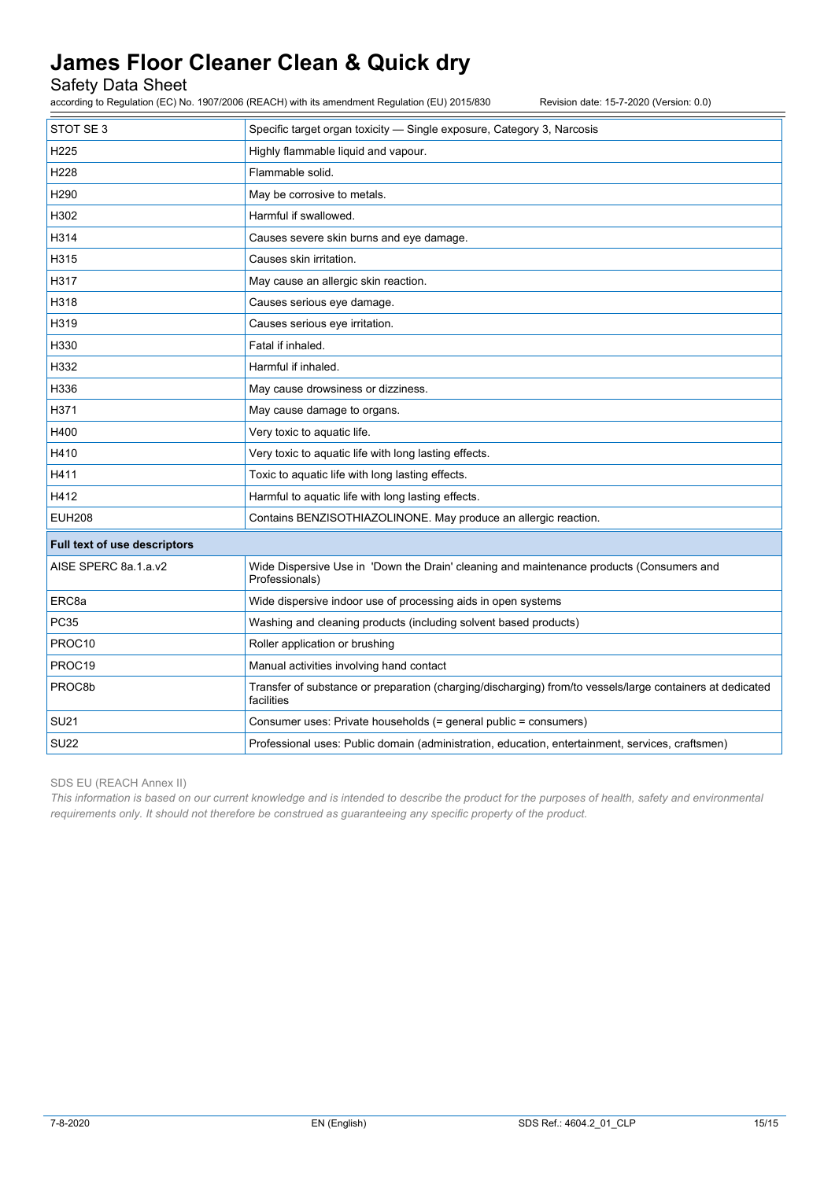| | |
|---|---|
| STOT SE 3 | Specific target organ toxicity — Single exposure, Category 3, Narcosis |
| H225 | Highly flammable liquid and vapour. |
| H228 | Flammable solid. |
| H290 | May be corrosive to metals. |
| H302 | Harmful if swallowed. |
| H314 | Causes severe skin burns and eye damage. |
| H315 | Causes skin irritation. |
| H317 | May cause an allergic skin reaction. |
| H318 | Causes serious eye damage. |
| H319 | Causes serious eye irritation. |
| H330 | Fatal if inhaled. |
| H332 | Harmful if inhaled. |
| H336 | May cause drowsiness or dizziness. |
| H371 | May cause damage to organs. |
| H400 | Very toxic to aquatic life. |
| H410 | Very toxic to aquatic life with long lasting effects. |
| H411 | Toxic to aquatic life with long lasting effects. |
| H412 | Harmful to aquatic life with long lasting effects. |
| EUH208 | Contains BENZISOTHIAZOLINONE. May produce an allergic reaction. |

| Full text of use descriptors | |
|---|---|
| AISE SPERC 8a.1.a.v2 | Wide Dispersive Use in 'Down the Drain' cleaning and maintenance products (Consumers and Professionals) |
| ERC8a | Wide dispersive indoor use of processing aids in open systems |
| PC35 | Washing and cleaning products (including solvent based products) |
| PROC10 | Roller application or brushing |
| PROC19 | Manual activities involving hand contact |
| PROC8b | Transfer of substance or preparation (charging/discharging) from/to vessels/large containers at dedicated facilities |
| SU21 | Consumer uses: Private households (= general public = consumers) |
| SU22 | Professional uses: Public domain (administration, education, entertainment, services, craftsmen) |

SDS EU (REACH Annex II)

*This information is based on our current knowledge and is intended to describe the product for the purposes of health, safety and environmental requirements only. It should not therefore be construed as guaranteeing any specific property of the product.*